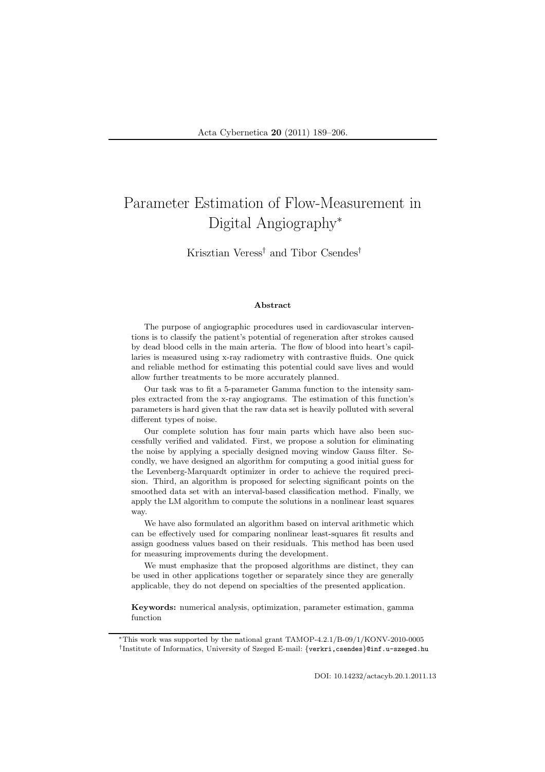#  Parameter Estimation of Flow-Measurement in Digital Angiography*

Krisztian Veress[†] and Tibor Csendes[†]

### Abstract

The purpose of angiographic procedures used in cardiovascular interventions is to classify the patient's potential of regeneration after strokes caused by dead blood cells in the main arteria. The flow of blood into heart's capillaries is measured using x-ray radiometry with contrastive fluids. One quick and reliable method for estimating this potential could save lives and would allow further treatments to be more accurately planned.

Our task was to fit a 5-parameter Gamma function to the intensity samples extracted from the x-ray angiograms. The estimation of this function's parameters is hard given that the raw data set is heavily polluted with several different types of noise.

Our complete solution has four main parts which have also been successfully verified and validated. First, we propose a solution for eliminating the noise by applying a specially designed moving window Gauss filter. Secondly, we have designed an algorithm for computing a good initial guess for the Levenberg-Marquardt optimizer in order to achieve the required precision. Third, an algorithm is proposed for selecting significant points on the smoothed data set with an interval-based classification method. Finally, we apply the LM algorithm to compute the solutions in a nonlinear least squares way.

We have also formulated an algorithm based on interval arithmetic which can be effectively used for comparing nonlinear least-squares fit results and assign goodness values based on their residuals. This method has been used for measuring improvements during the development.

We must emphasize that the proposed algorithms are distinct, they can be used in other applications together or separately since they are generally applicable, they do not depend on specialties of the presented application.

**Keywords:** numerical analysis, optimization, parameter estimation, gamma function

*This work was supported by the national grant TAMOP-4.2.1/B-09/1/KONV-2010-0005

[†]Institute of Informatics, University of Szeged E-mail: {verkri,csendes}@inf.u-szeged.hu

DOI: 10.14232/actacyb.20.1.2011.13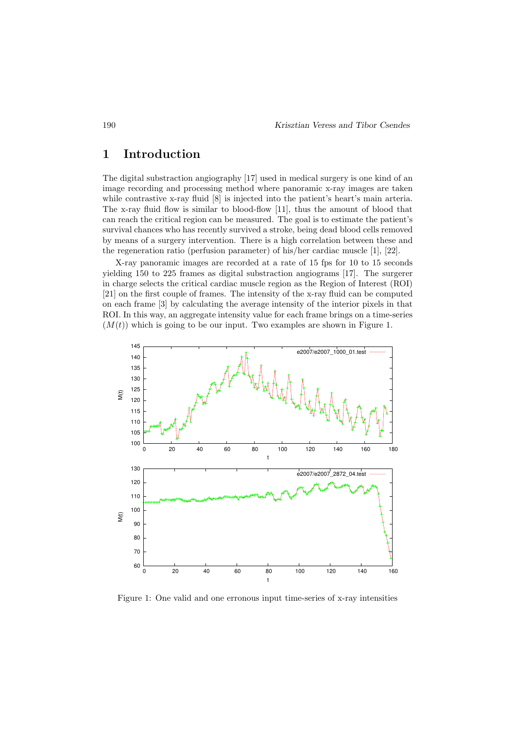# 1 Introduction

The digital substraction angiography [17] used in medical surgery is one kind of an image recording and processing method where panoramic x-ray images are taken while contrastive x-ray fluid [8] is injected into the patient's heart's main arteria. The x-ray fluid flow is similar to blood-flow [11], thus the amount of blood that can reach the critical region can be measured. The goal is to estimate the patient's survival chances who has recently survived a stroke, being dead blood cells removed by means of a surgery intervention. There is a high correlation between these and the regeneration ratio (perfusion parameter) of his/her cardiac muscle [1], [22].

X-ray panoramic images are recorded at a rate of 15 fps for 10 to 15 seconds yielding 150 to 225 frames as digital substraction angiograms [17]. The surgerer in charge selects the critical cardiac muscle region as the Region of Interest (ROI) [21] on the first couple of frames. The intensity of the x-ray fluid can be computed on each frame [3] by calculating the average intensity of the interior pixels in that ROI. In this way, an aggregate intensity value for each frame brings on a time-series ($M(t)$) which is going to be our input. Two examples are shown in Figure 1.

Figure 1: One valid and one erronous input time-series of x-ray intensities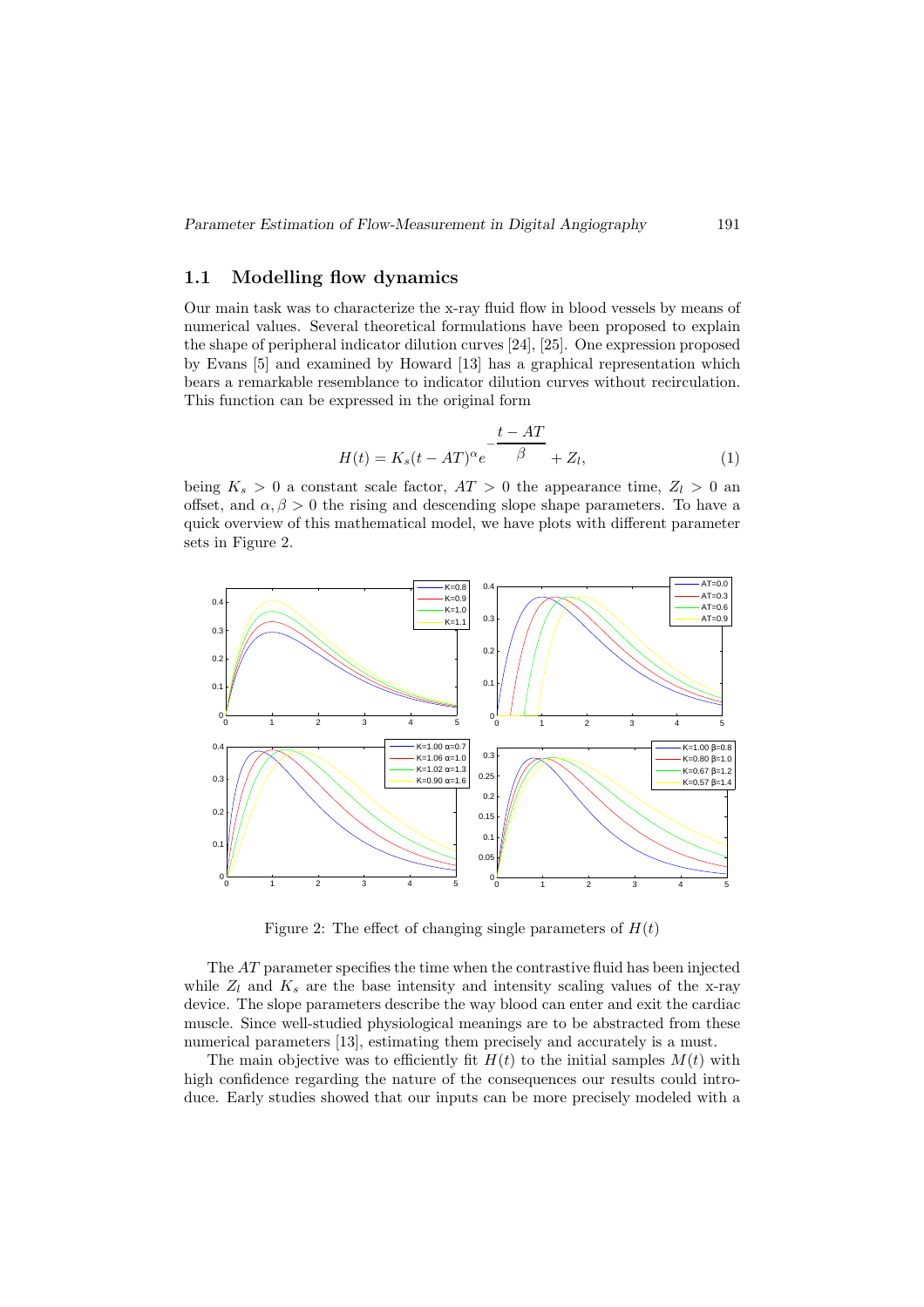## 1.1 Modelling flow dynamics

Our main task was to characterize the x-ray fluid flow in blood vessels by means of numerical values. Several theoretical formulations have been proposed to explain the shape of peripheral indicator dilution curves [24], [25]. One expression proposed by Evans [5] and examined by Howard [13] has a graphical representation which bears a remarkable resemblance to indicator dilution curves without recirculation. This function can be expressed in the original form

$$H(t) = K_s(t - AT)^{\alpha} e^{-\frac{t - AT}{\beta}} + Z_l, \tag{1}$$

being $K_s > 0$ a constant scale factor, $AT > 0$ the appearance time, $Z_l > 0$ an offset, and $\alpha, \beta > 0$ the rising and descending slope shape parameters. To have a quick overview of this mathematical model, we have plots with different parameter sets in Figure 2.

Figure 2: The effect of changing single parameters of $H(t)$

The $AT$ parameter specifies the time when the contrastive fluid has been injected while $Z_l$ and $K_s$ are the base intensity and intensity scaling values of the x-ray device. The slope parameters describe the way blood can enter and exit the cardiac muscle. Since well-studied physiological meanings are to be abstracted from these numerical parameters [13], estimating them precisely and accurately is a must.

The main objective was to efficiently fit $H(t)$ to the initial samples $M(t)$ with high confidence regarding the nature of the consequences our results could introduce. Early studies showed that our inputs can be more precisely modeled with a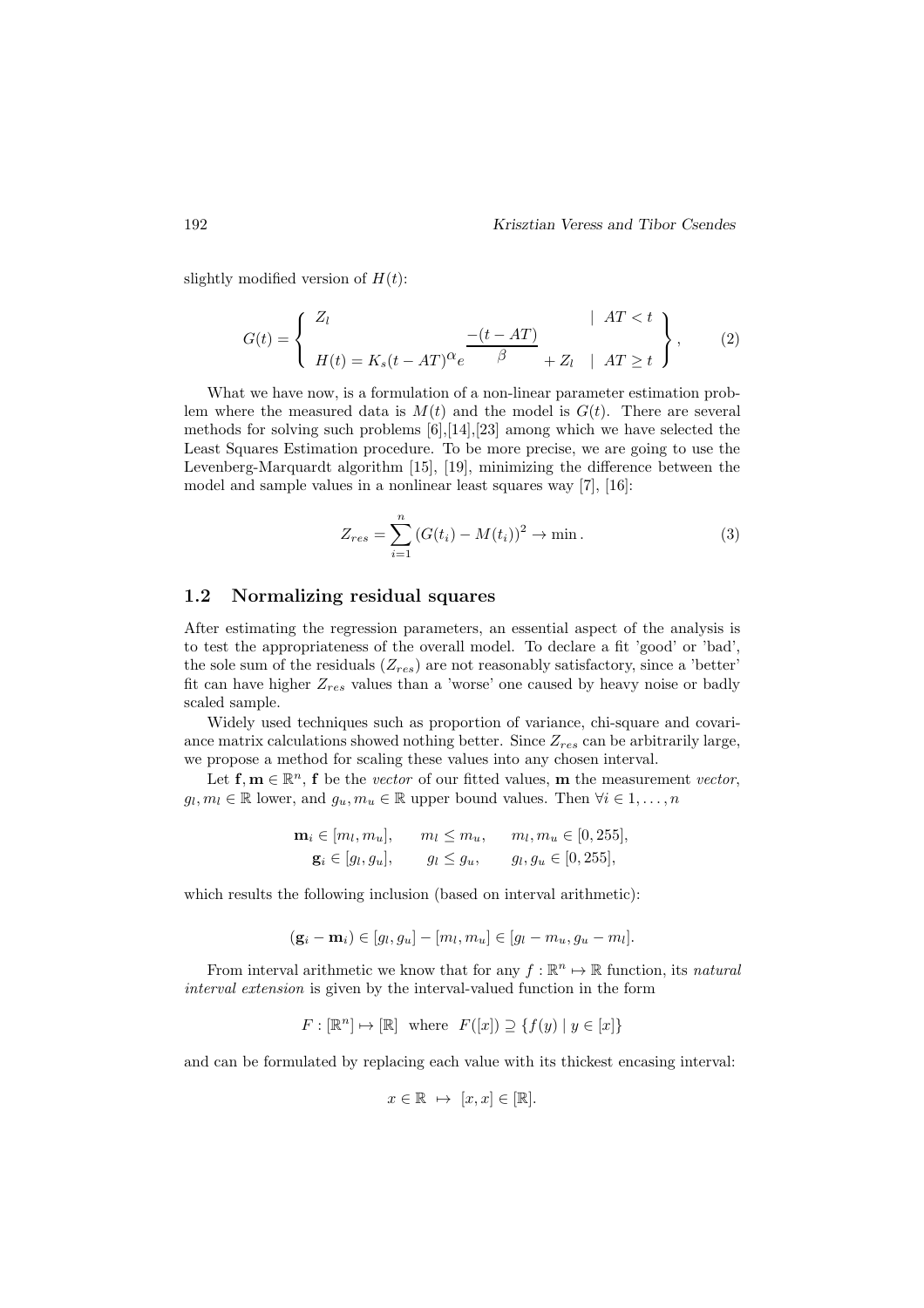slightly modified version of $H(t)$:

$$G(t) = \left\{ \begin{array}{ll} Z_l & \mid \ AT < t \\ H(t) = K_s(t-AT)^{\alpha} e^{\dfrac{-(t-AT)}{\beta}} + Z_l & \mid \ AT \geq t \end{array} \right\}, \qquad (2)$$

What we have now, is a formulation of a non-linear parameter estimation problem where the measured data is $M(t)$ and the model is $G(t)$. There are several methods for solving such problems [6],[14],[23] among which we have selected the Least Squares Estimation procedure. To be more precise, we are going to use the Levenberg-Marquardt algorithm [15], [19], minimizing the difference between the model and sample values in a nonlinear least squares way [7], [16]:

$$Z_{res} = \sum_{i=1}^{n} (G(t_i) - M(t_i))^2 \to \min . \qquad (3)$$

## 1.2 Normalizing residual squares

After estimating the regression parameters, an essential aspect of the analysis is to test the appropriateness of the overall model. To declare a fit 'good' or 'bad', the sole sum of the residuals ($Z_{res}$) are not reasonably satisfactory, since a 'better' fit can have higher $Z_{res}$ values than a 'worse' one caused by heavy noise or badly scaled sample.

Widely used techniques such as proportion of variance, chi-square and covariance matrix calculations showed nothing better. Since $Z_{res}$ can be arbitrarily large, we propose a method for scaling these values into any chosen interval.

Let $\mathbf{f}, \mathbf{m} \in \mathbb{R}^n$, $\mathbf{f}$ be the *vector* of our fitted values, $\mathbf{m}$ the measurement *vector*, $g_l, m_l \in \mathbb{R}$ lower, and $g_u, m_u \in \mathbb{R}$ upper bound values. Then $\forall i \in 1, \ldots, n$

$$\begin{array}{lll} \mathbf{m}_i \in [m_l, m_u], & m_l \leq m_u, & m_l, m_u \in [0, 255], \\ \mathbf{g}_i \in [g_l, g_u], & g_l \leq g_u, & g_l, g_u \in [0, 255], \end{array}$$

which results the following inclusion (based on interval arithmetic):

$$(\mathbf{g}_i - \mathbf{m}_i) \in [g_l, g_u] - [m_l, m_u] \in [g_l - m_u, g_u - m_l].$$

From interval arithmetic we know that for any $f : \mathbb{R}^n \mapsto \mathbb{R}$ function, its *natural interval extension* is given by the interval-valued function in the form

$$F : [\mathbb{R}^n] \mapsto [\mathbb{R}] \ \text{ where } \ F([x]) \supseteq \{f(y) \mid y \in [x]\}$$

and can be formulated by replacing each value with its thickest encasing interval:

$$x \in \mathbb{R} \ \mapsto \ [x, x] \in [\mathbb{R}].$$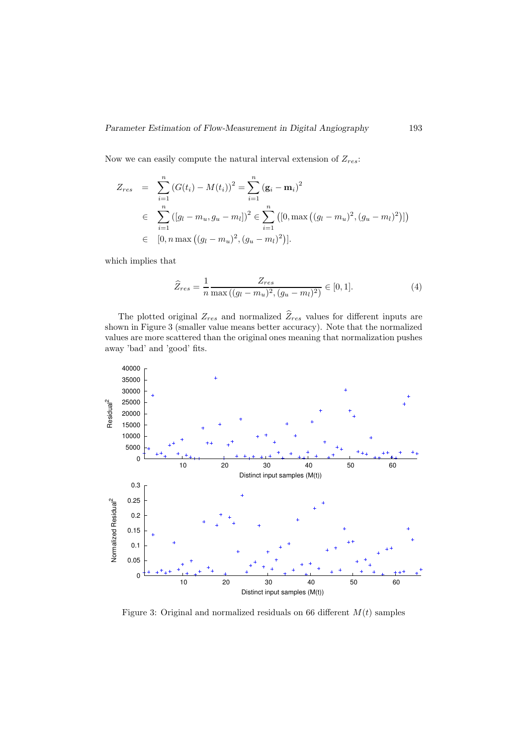Now we can easily compute the natural interval extension of $Z_{res}$:

$$
\begin{aligned}
Z_{res} &= \sum_{i=1}^{n} \left(G(t_i) - M(t_i)\right)^2 = \sum_{i=1}^{n} \left(\mathbf{g}_i - \mathbf{m}_i\right)^2 \\
&\in \sum_{i=1}^{n} \left([g_l - m_u, g_u - m_l]\right)^2 \in \sum_{i=1}^{n} \left([0, \max\left((g_l - m_u)^2, (g_u - m_l)^2\right)]\right) \\
&\in [0, n \max\left((g_l - m_u)^2, (g_u - m_l)^2\right)].
\end{aligned}
$$

which implies that

$$
\widehat{Z}_{res} = \frac{1}{n} \frac{Z_{res}}{\max\left((g_l - m_u)^2, (g_u - m_l)^2\right)} \in [0, 1]. \tag{4}
$$

The plotted original $Z_{res}$ and normalized $\widehat{Z}_{res}$ values for different inputs are shown in Figure 3 (smaller value means better accuracy). Note that the normalized values are more scattered than the original ones meaning that normalization pushes away 'bad' and 'good' fits.

Figure 3: Original and normalized residuals on 66 different $M(t)$ samples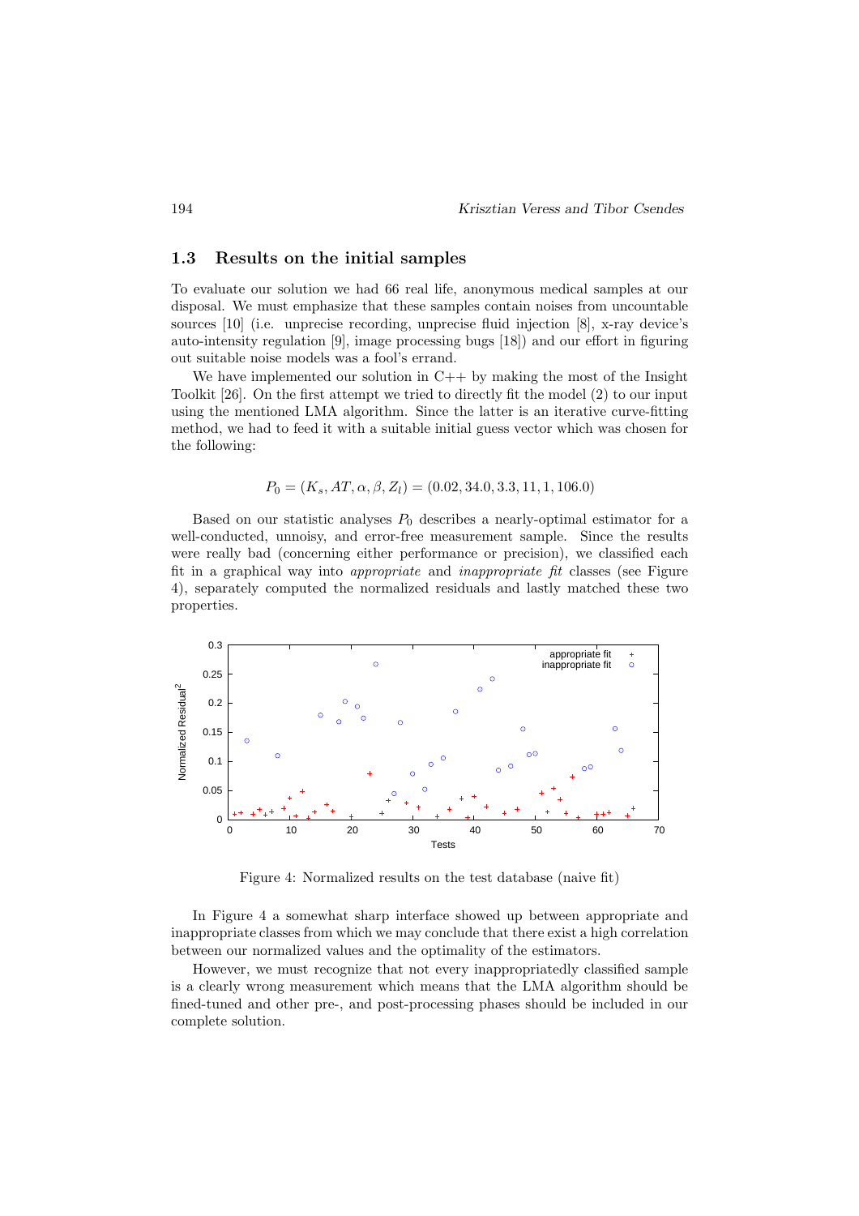### 1.3 Results on the initial samples

To evaluate our solution we had 66 real life, anonymous medical samples at our disposal. We must emphasize that these samples contain noises from uncountable sources [10] (i.e. unprecise recording, unprecise fluid injection [8], x-ray device's auto-intensity regulation [9], image processing bugs [18]) and our effort in figuring out suitable noise models was a fool's errand.

We have implemented our solution in C++ by making the most of the Insight Toolkit [26]. On the first attempt we tried to directly fit the model (2) to our input using the mentioned LMA algorithm. Since the latter is an iterative curve-fitting method, we had to feed it with a suitable initial guess vector which was chosen for the following:

$$P_0 = (K_s, AT, \alpha, \beta, Z_l) = (0.02, 34.0, 3.3, 11, 1, 106.0)$$

Based on our statistic analyses $P_0$ describes a nearly-optimal estimator for a well-conducted, unnoisy, and error-free measurement sample. Since the results were really bad (concerning either performance or precision), we classified each fit in a graphical way into *appropriate* and *inappropriate fit* classes (see Figure 4), separately computed the normalized residuals and lastly matched these two properties.

Figure 4: Normalized results on the test database (naive fit)

In Figure 4 a somewhat sharp interface showed up between appropriate and inappropriate classes from which we may conclude that there exist a high correlation between our normalized values and the optimality of the estimators.

However, we must recognize that not every inappropriatedly classified sample is a clearly wrong measurement which means that the LMA algorithm should be fined-tuned and other pre-, and post-processing phases should be included in our complete solution.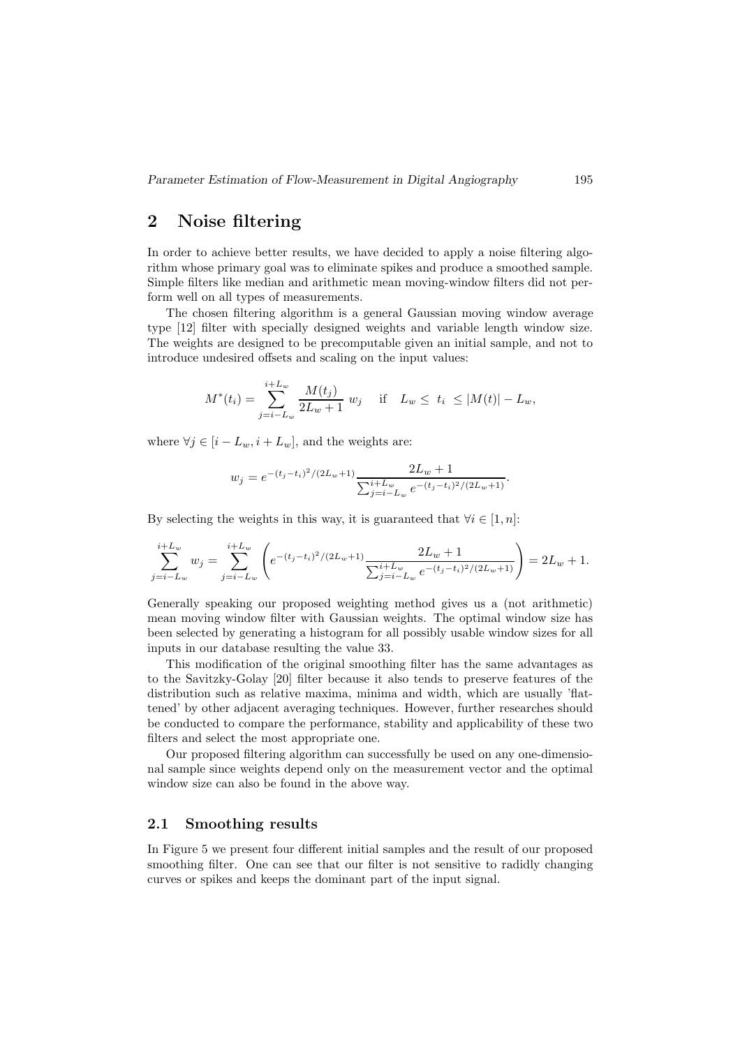## 2 Noise filtering

In order to achieve better results, we have decided to apply a noise filtering algorithm whose primary goal was to eliminate spikes and produce a smoothed sample. Simple filters like median and arithmetic mean moving-window filters did not perform well on all types of measurements.

The chosen filtering algorithm is a general Gaussian moving window average type [12] filter with specially designed weights and variable length window size. The weights are designed to be precomputable given an initial sample, and not to introduce undesired offsets and scaling on the input values:

$$M^*(t_i) = \sum_{j=i-L_w}^{i+L_w} \frac{M(t_j)}{2L_w+1}\, w_j \quad \text{ if } \quad L_w \leq\ t_i\ \leq |M(t)| - L_w,$$

where $\forall j \in [i - L_w, i + L_w]$, and the weights are:

$$w_j = e^{-(t_j - t_i)^2/(2L_w+1)} \frac{2L_w+1}{\sum_{j=i-L_w}^{i+L_w} e^{-(t_j-t_i)^2/(2L_w+1)}}.$$

By selecting the weights in this way, it is guaranteed that $\forall i \in [1, n]$:

$$\sum_{j=i-L_w}^{i+L_w} w_j = \sum_{j=i-L_w}^{i+L_w} \left( e^{-(t_j - t_i)^2/(2L_w+1)} \frac{2L_w+1}{\sum_{j=i-L_w}^{i+L_w} e^{-(t_j-t_i)^2/(2L_w+1)}} \right) = 2L_w + 1.$$

Generally speaking our proposed weighting method gives us a (not arithmetic) mean moving window filter with Gaussian weights. The optimal window size has been selected by generating a histogram for all possibly usable window sizes for all inputs in our database resulting the value 33.

This modification of the original smoothing filter has the same advantages as to the Savitzky-Golay [20] filter because it also tends to preserve features of the distribution such as relative maxima, minima and width, which are usually 'flattened' by other adjacent averaging techniques. However, further researches should be conducted to compare the performance, stability and applicability of these two filters and select the most appropriate one.

Our proposed filtering algorithm can successfully be used on any one-dimensional sample since weights depend only on the measurement vector and the optimal window size can also be found in the above way.

### 2.1 Smoothing results

In Figure 5 we present four different initial samples and the result of our proposed smoothing filter. One can see that our filter is not sensitive to radidly changing curves or spikes and keeps the dominant part of the input signal.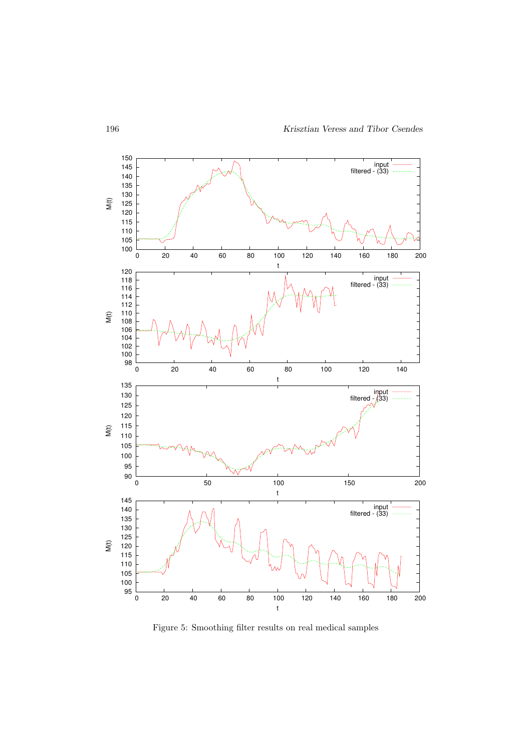Figure 5: Smoothing filter results on real medical samples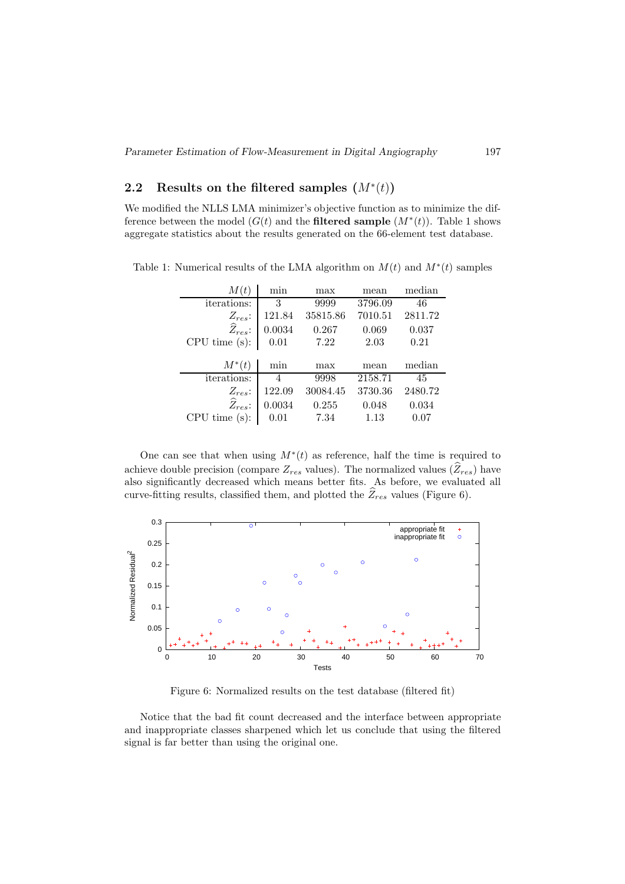## 2.2 Results on the filtered samples ($M^*(t)$)

We modified the NLLS LMA minimizer's objective function as to minimize the difference between the model ($G(t)$ and the **filtered sample** ($M^*(t)$). Table 1 shows aggregate statistics about the results generated on the 66-element test database.

Table 1: Numerical results of the LMA algorithm on $M(t)$ and $M^*(t)$ samples

| $M(t)$ | min | max | mean | median |
|---|---|---|---|---|
| iterations: | 3 | 9999 | 3796.09 | 46 |
| $Z_{res}$: | 121.84 | 35815.86 | 7010.51 | 2811.72 |
| $\widehat{Z}_{res}$: | 0.0034 | 0.267 | 0.069 | 0.037 |
| CPU time (s): | 0.01 | 7.22 | 2.03 | 0.21 |

| $M^*(t)$ | min | max | mean | median |
|---|---|---|---|---|
| iterations: | 4 | 9998 | 2158.71 | 45 |
| $Z_{res}$: | 122.09 | 30084.45 | 3730.36 | 2480.72 |
| $\widehat{Z}_{res}$: | 0.0034 | 0.255 | 0.048 | 0.034 |
| CPU time (s): | 0.01 | 7.34 | 1.13 | 0.07 |

One can see that when using $M^*(t)$ as reference, half the time is required to achieve double precision (compare $Z_{res}$ values). The normalized values ($\widehat{Z}_{res}$) have also significantly decreased which means better fits. As before, we evaluated all curve-fitting results, classified them, and plotted the $\widehat{Z}_{res}$ values (Figure 6).

Figure 6: Normalized results on the test database (filtered fit)

Notice that the bad fit count decreased and the interface between appropriate and inappropriate classes sharpened which let us conclude that using the filtered signal is far better than using the original one.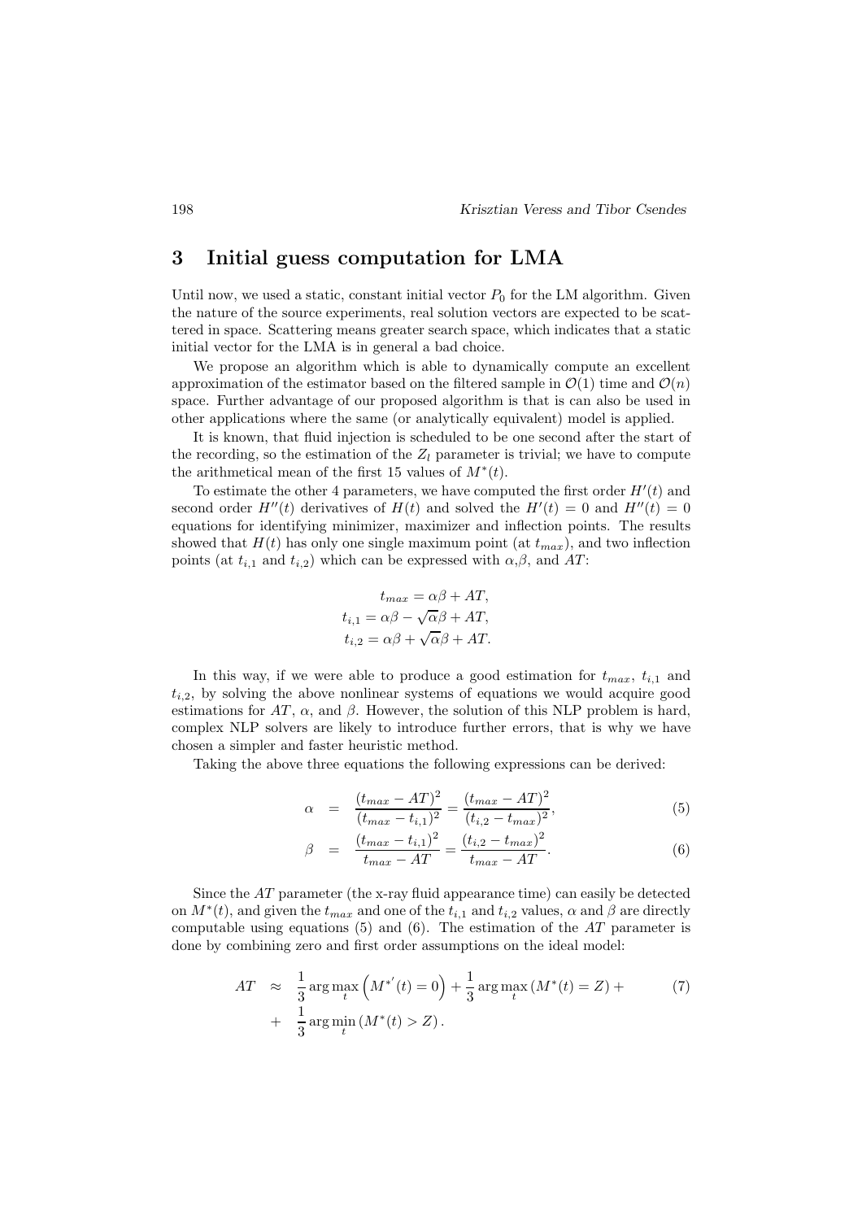## 3 Initial guess computation for LMA

Until now, we used a static, constant initial vector $P_0$ for the LM algorithm. Given the nature of the source experiments, real solution vectors are expected to be scattered in space. Scattering means greater search space, which indicates that a static initial vector for the LMA is in general a bad choice.

We propose an algorithm which is able to dynamically compute an excellent approximation of the estimator based on the filtered sample in $\mathcal{O}(1)$ time and $\mathcal{O}(n)$ space. Further advantage of our proposed algorithm is that is can also be used in other applications where the same (or analytically equivalent) model is applied.

It is known, that fluid injection is scheduled to be one second after the start of the recording, so the estimation of the $Z_l$ parameter is trivial; we have to compute the arithmetical mean of the first 15 values of $M^*(t)$.

To estimate the other 4 parameters, we have computed the first order $H'(t)$ and second order $H''(t)$ derivatives of $H(t)$ and solved the $H'(t) = 0$ and $H''(t) = 0$ equations for identifying minimizer, maximizer and inflection points. The results showed that $H(t)$ has only one single maximum point (at $t_{max}$), and two inflection points (at $t_{i,1}$ and $t_{i,2}$) which can be expressed with $\alpha$, $\beta$, and $AT$:

$$
\begin{aligned}
t_{max} &= \alpha\beta + AT, \\
t_{i,1} &= \alpha\beta - \sqrt{\alpha}\beta + AT, \\
t_{i,2} &= \alpha\beta + \sqrt{\alpha}\beta + AT.
\end{aligned}
$$

In this way, if we were able to produce a good estimation for $t_{max}$, $t_{i,1}$ and $t_{i,2}$, by solving the above nonlinear systems of equations we would acquire good estimations for $AT$, $\alpha$, and $\beta$. However, the solution of this NLP problem is hard, complex NLP solvers are likely to introduce further errors, that is why we have chosen a simpler and faster heuristic method.

Taking the above three equations the following expressions can be derived:

$$
\alpha = \frac{(t_{max} - AT)^2}{(t_{max} - t_{i,1})^2} = \frac{(t_{max} - AT)^2}{(t_{i,2} - t_{max})^2}, \tag{5}
$$

$$
\beta = \frac{(t_{max} - t_{i,1})^2}{t_{max} - AT} = \frac{(t_{i,2} - t_{max})^2}{t_{max} - AT}. \tag{6}
$$

Since the $AT$ parameter (the x-ray fluid appearance time) can easily be detected on $M^*(t)$, and given the $t_{max}$ and one of the $t_{i,1}$ and $t_{i,2}$ values, $\alpha$ and $\beta$ are directly computable using equations (5) and (6). The estimation of the $AT$ parameter is done by combining zero and first order assumptions on the ideal model:

$$
\begin{aligned}
AT \approx\ & \frac{1}{3} \arg\max_t \left( M^{*'}(t) = 0 \right) + \frac{1}{3} \arg\max_t \left( M^*(t) = Z \right) + \\
+\ & \frac{1}{3} \arg\min_t \left( M^*(t) > Z \right).
\end{aligned} \tag{7}
$$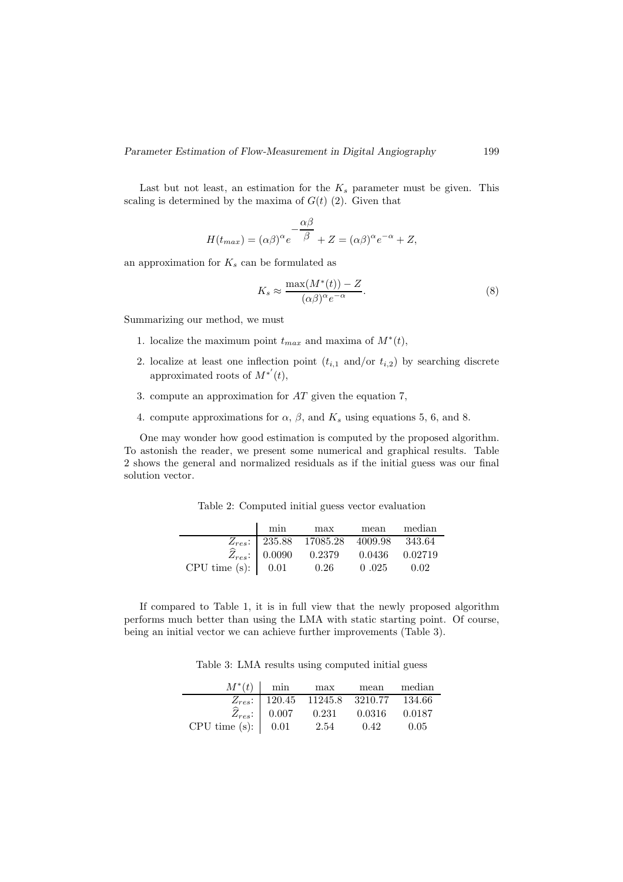Last but not least, an estimation for the $K_s$ parameter must be given. This scaling is determined by the maxima of $G(t)$ (2). Given that

$$H(t_{max}) = (\alpha\beta)^{\alpha} e^{-\frac{\alpha\beta}{\beta}} + Z = (\alpha\beta)^{\alpha} e^{-\alpha} + Z,$$

an approximation for $K_s$ can be formulated as

$$K_s \approx \frac{\max(M^*(t)) - Z}{(\alpha\beta)^{\alpha} e^{-\alpha}}. \tag{8}$$

Summarizing our method, we must

1. localize the maximum point $t_{max}$ and maxima of $M^*(t)$,
2. localize at least one inflection point ($t_{i,1}$ and/or $t_{i,2}$) by searching discrete approximated roots of $M^{*'}(t)$,
3. compute an approximation for $AT$ given the equation 7,
4. compute approximations for $\alpha$, $\beta$, and $K_s$ using equations 5, 6, and 8.

One may wonder how good estimation is computed by the proposed algorithm. To astonish the reader, we present some numerical and graphical results. Table 2 shows the general and normalized residuals as if the initial guess was our final solution vector.

Table 2: Computed initial guess vector evaluation

| | min | max | mean | median |
|---|---|---|---|---|
| $Z_{res}$: | 235.88 | 17085.28 | 4009.98 | 343.64 |
| $\widehat{Z}_{res}$: | 0.0090 | 0.2379 | 0.0436 | 0.02719 |
| CPU time (s): | 0.01 | 0.26 | 0 .025 | 0.02 |

If compared to Table 1, it is in full view that the newly proposed algorithm performs much better than using the LMA with static starting point. Of course, being an initial vector we can achieve further improvements (Table 3).

Table 3: LMA results using computed initial guess

| $M^*(t)$ | min | max | mean | median |
|---|---|---|---|---|
| $Z_{res}$: | 120.45 | 11245.8 | 3210.77 | 134.66 |
| $\widehat{Z}_{res}$: | 0.007 | 0.231 | 0.0316 | 0.0187 |
| CPU time (s): | 0.01 | 2.54 | 0.42 | 0.05 |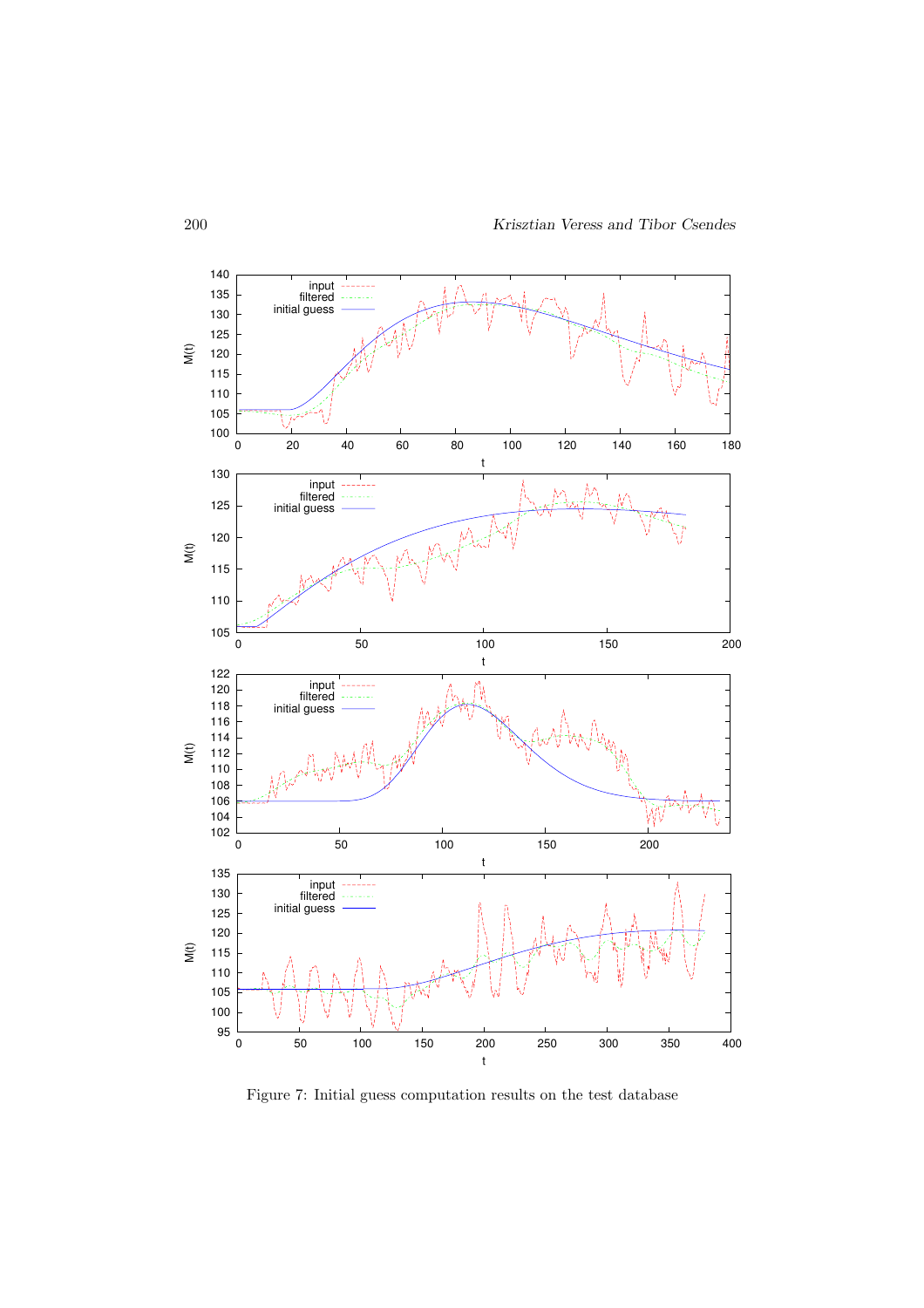Figure 7: Initial guess computation results on the test database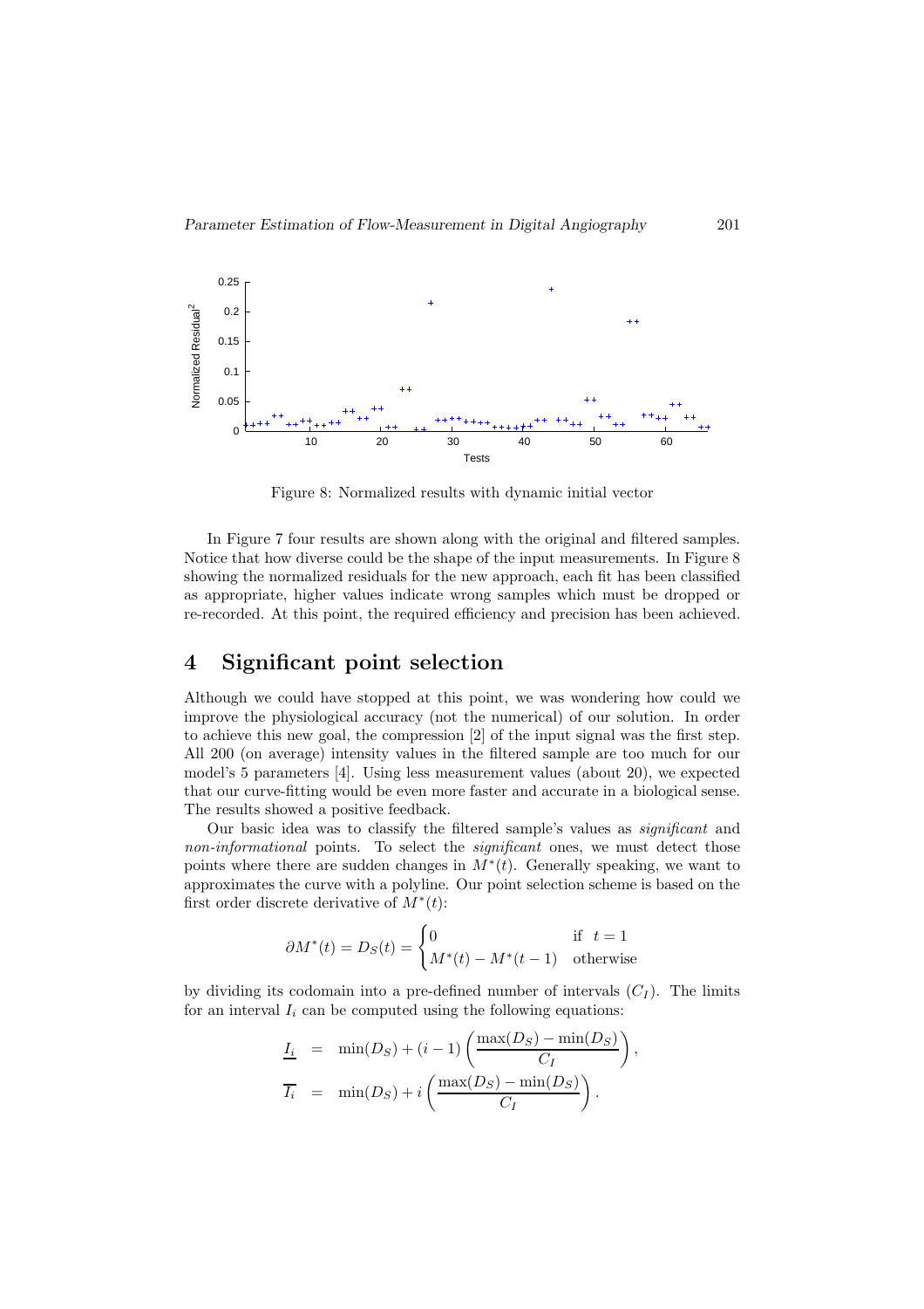Figure 8: Normalized results with dynamic initial vector

In Figure 7 four results are shown along with the original and filtered samples. Notice that how diverse could be the shape of the input measurements. In Figure 8 showing the normalized residuals for the new approach, each fit has been classified as appropriate, higher values indicate wrong samples which must be dropped or re-recorded. At this point, the required efficiency and precision has been achieved.

## 4 Significant point selection

Although we could have stopped at this point, we was wondering how could we improve the physiological accuracy (not the numerical) of our solution. In order to achieve this new goal, the compression [2] of the input signal was the first step. All 200 (on average) intensity values in the filtered sample are too much for our model's 5 parameters [4]. Using less measurement values (about 20), we expected that our curve-fitting would be even more faster and accurate in a biological sense. The results showed a positive feedback.

Our basic idea was to classify the filtered sample's values as *significant* and *non-informational* points. To select the *significant* ones, we must detect those points where there are sudden changes in $M^*(t)$. Generally speaking, we want to approximates the curve with a polyline. Our point selection scheme is based on the first order discrete derivative of $M^*(t)$:

$$\partial M^*(t) = D_S(t) = \begin{cases} 0 & \text{if } \ t = 1 \\ M^*(t) - M^*(t-1) & \text{otherwise} \end{cases}$$

by dividing its codomain into a pre-defined number of intervals ($C_I$). The limits for an interval $I_i$ can be computed using the following equations:

$$\begin{aligned} \underline{I_i} &= \min(D_S) + (i-1)\left(\frac{\max(D_S) - \min(D_S)}{C_I}\right), \\ \overline{I_i} &= \min(D_S) + i\left(\frac{\max(D_S) - \min(D_S)}{C_I}\right). \end{aligned}$$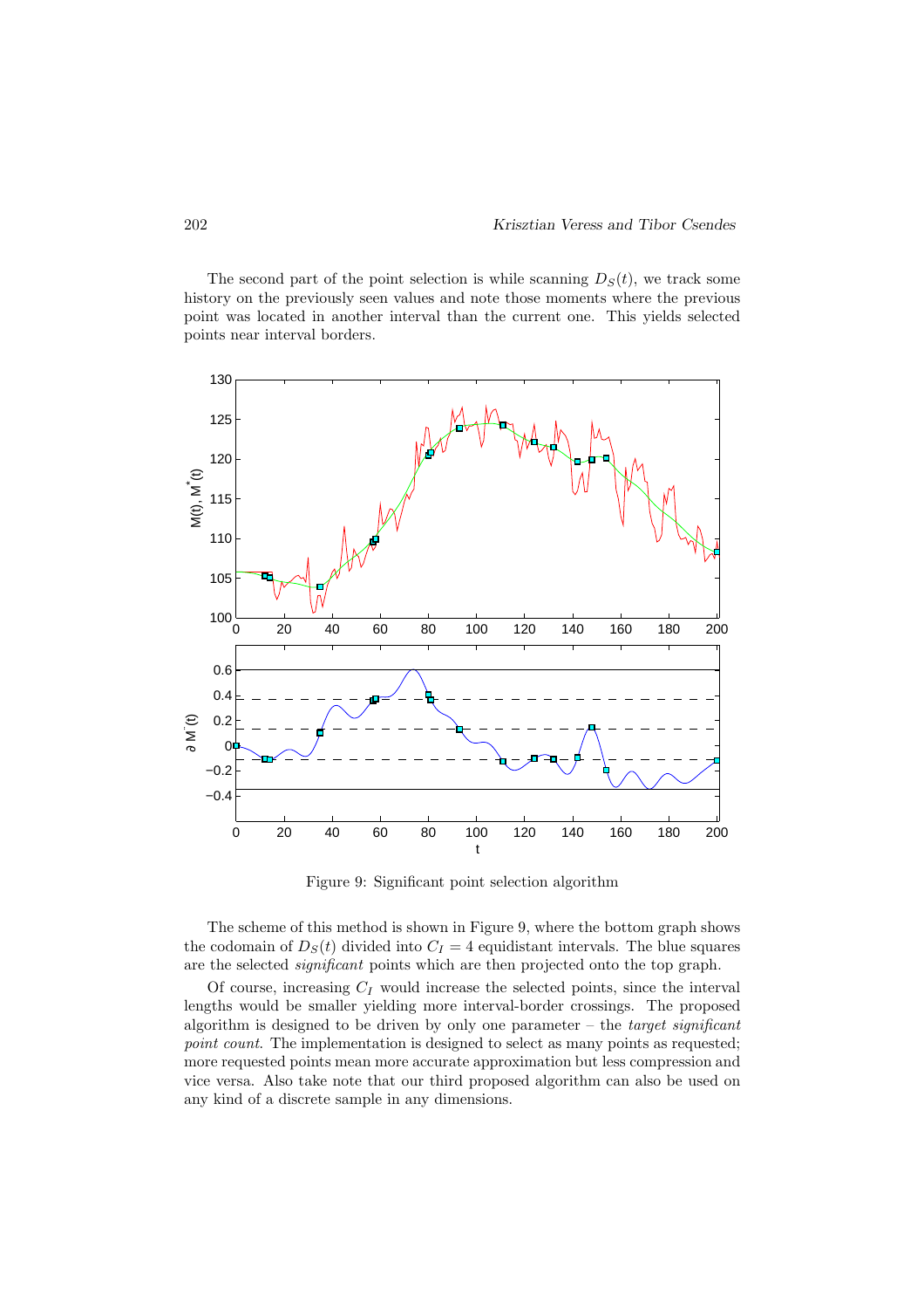The second part of the point selection is while scanning $D_S(t)$, we track some history on the previously seen values and note those moments where the previous point was located in another interval than the current one. This yields selected points near interval borders.

Figure 9: Significant point selection algorithm

The scheme of this method is shown in Figure 9, where the bottom graph shows the codomain of $D_S(t)$ divided into $C_I = 4$ equidistant intervals. The blue squares are the selected *significant* points which are then projected onto the top graph.

Of course, increasing $C_I$ would increase the selected points, since the interval lengths would be smaller yielding more interval-border crossings. The proposed algorithm is designed to be driven by only one parameter – the *target significant point count*. The implementation is designed to select as many points as requested; more requested points mean more accurate approximation but less compression and vice versa. Also take note that our third proposed algorithm can also be used on any kind of a discrete sample in any dimensions.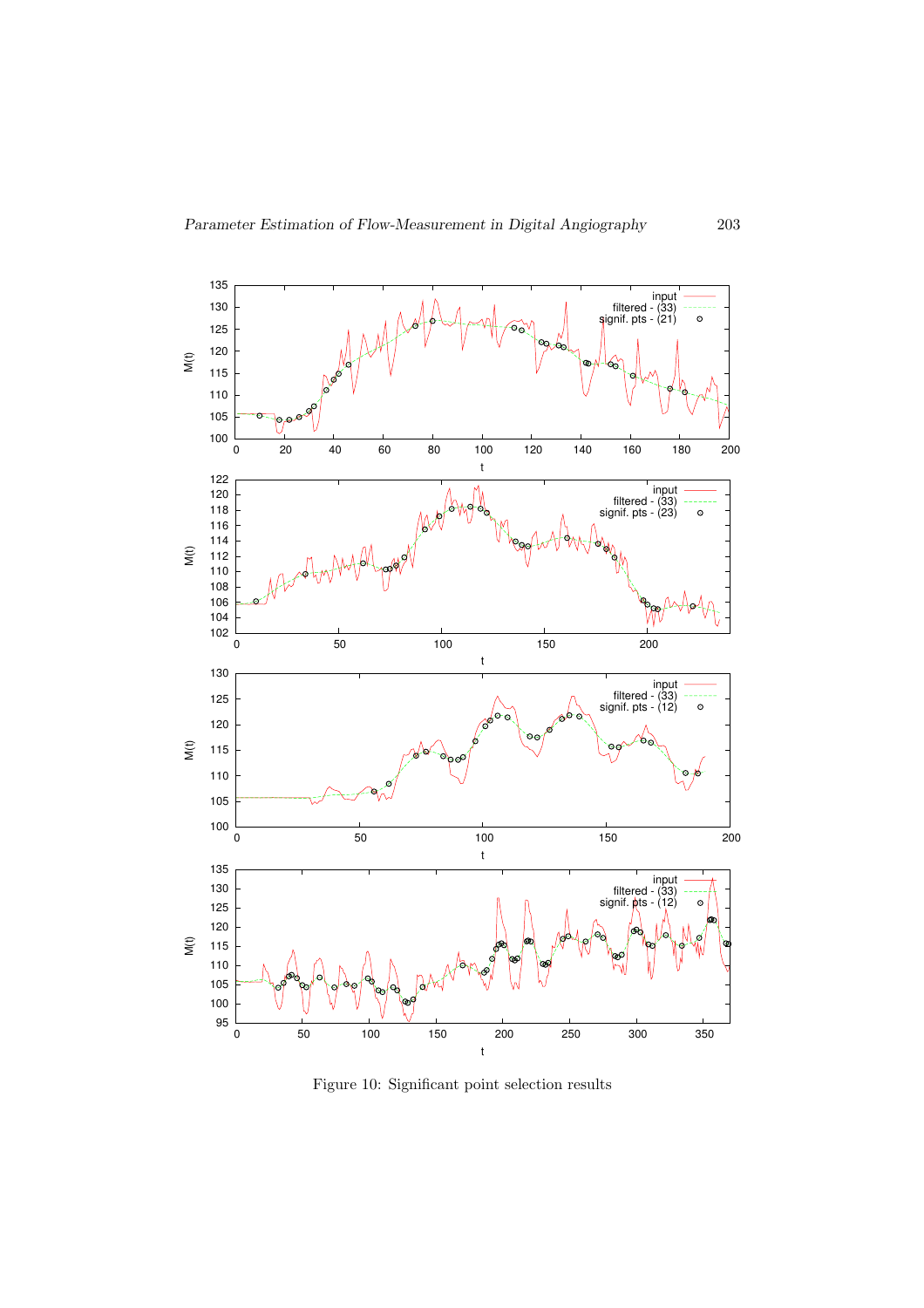Figure 10: Significant point selection results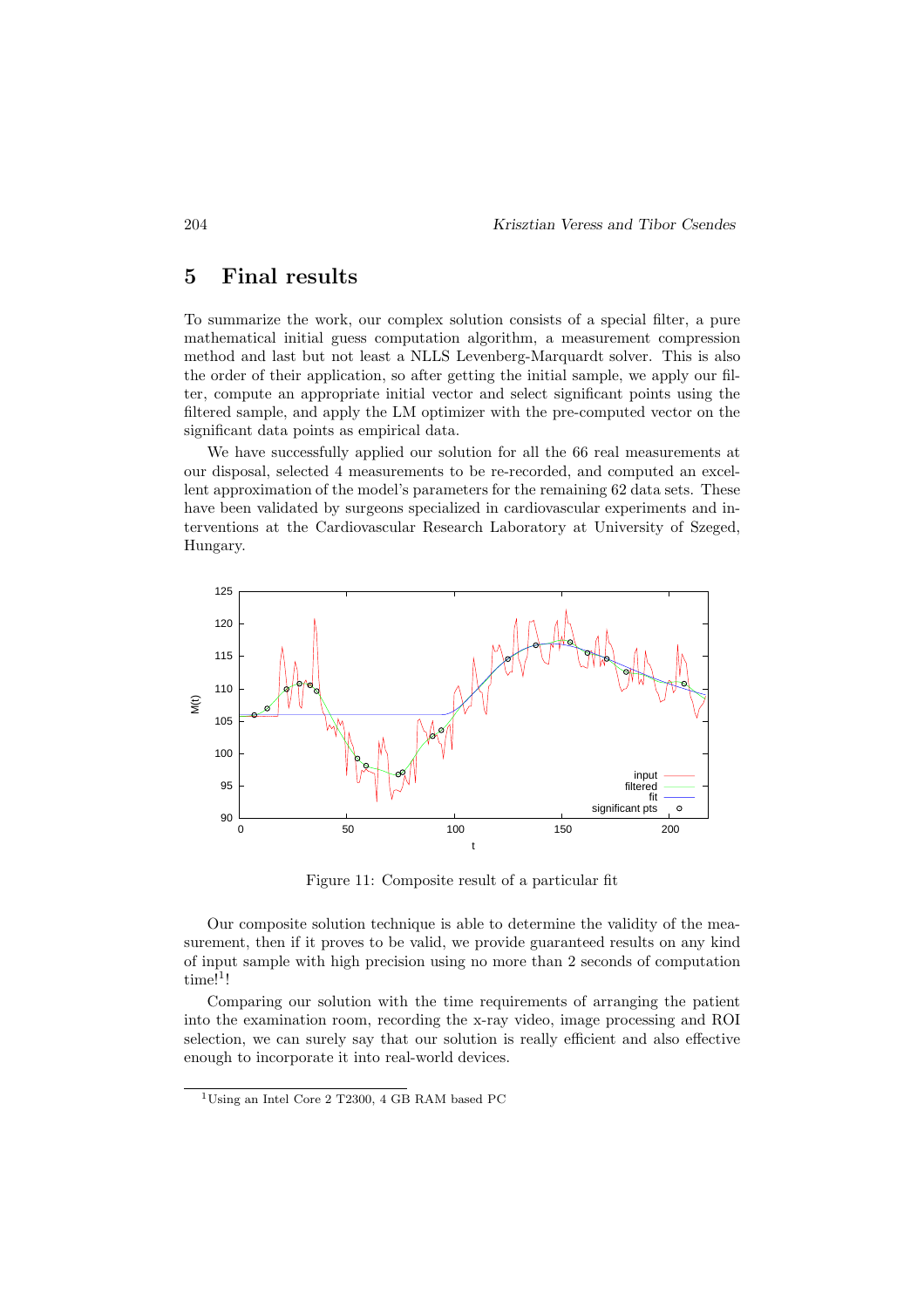## 5 Final results

To summarize the work, our complex solution consists of a special filter, a pure mathematical initial guess computation algorithm, a measurement compression method and last but not least a NLLS Levenberg-Marquardt solver. This is also the order of their application, so after getting the initial sample, we apply our filter, compute an appropriate initial vector and select significant points using the filtered sample, and apply the LM optimizer with the pre-computed vector on the significant data points as empirical data.

We have successfully applied our solution for all the 66 real measurements at our disposal, selected 4 measurements to be re-recorded, and computed an excellent approximation of the model's parameters for the remaining 62 data sets. These have been validated by surgeons specialized in cardiovascular experiments and interventions at the Cardiovascular Research Laboratory at University of Szeged, Hungary.

Figure 11: Composite result of a particular fit

Our composite solution technique is able to determine the validity of the measurement, then if it proves to be valid, we provide guaranteed results on any kind of input sample with high precision using no more than 2 seconds of computation time![1]!

Comparing our solution with the time requirements of arranging the patient into the examination room, recording the x-ray video, image processing and ROI selection, we can surely say that our solution is really efficient and also effective enough to incorporate it into real-world devices.

[1] Using an Intel Core 2 T2300, 4 GB RAM based PC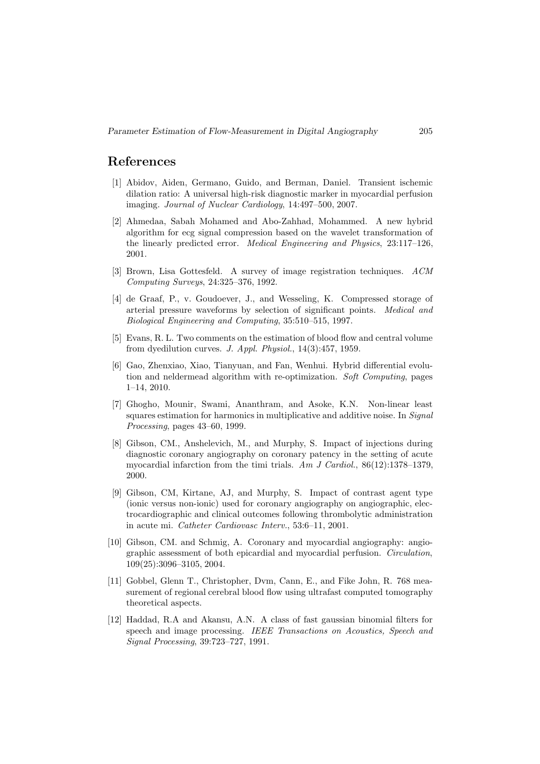## References

[1] Abidov, Aiden, Germano, Guido, and Berman, Daniel. Transient ischemic dilation ratio: A universal high-risk diagnostic marker in myocardial perfusion imaging. *Journal of Nuclear Cardiology*, 14:497–500, 2007.

[2] Ahmedaa, Sabah Mohamed and Abo-Zahhad, Mohammed. A new hybrid algorithm for ecg signal compression based on the wavelet transformation of the linearly predicted error. *Medical Engineering and Physics*, 23:117–126, 2001.

[3] Brown, Lisa Gottesfeld. A survey of image registration techniques. *ACM Computing Surveys*, 24:325–376, 1992.

[4] de Graaf, P., v. Goudoever, J., and Wesseling, K. Compressed storage of arterial pressure waveforms by selection of significant points. *Medical and Biological Engineering and Computing*, 35:510–515, 1997.

[5] Evans, R. L. Two comments on the estimation of blood flow and central volume from dyedilution curves. *J. Appl. Physiol.*, 14(3):457, 1959.

[6] Gao, Zhenxiao, Xiao, Tianyuan, and Fan, Wenhui. Hybrid differential evolution and neldermead algorithm with re-optimization. *Soft Computing*, pages 1–14, 2010.

[7] Ghogho, Mounir, Swami, Ananthram, and Asoke, K.N. Non-linear least squares estimation for harmonics in multiplicative and additive noise. In *Signal Processing*, pages 43–60, 1999.

[8] Gibson, CM., Anshelevich, M., and Murphy, S. Impact of injections during diagnostic coronary angiography on coronary patency in the setting of acute myocardial infarction from the timi trials. *Am J Cardiol.*, 86(12):1378–1379, 2000.

[9] Gibson, CM, Kirtane, AJ, and Murphy, S. Impact of contrast agent type (ionic versus non-ionic) used for coronary angiography on angiographic, electrocardiographic and clinical outcomes following thrombolytic administration in acute mi. *Catheter Cardiovasc Interv.*, 53:6–11, 2001.

[10] Gibson, CM. and Schmig, A. Coronary and myocardial angiography: angiographic assessment of both epicardial and myocardial perfusion. *Circulation*, 109(25):3096–3105, 2004.

[11] Gobbel, Glenn T., Christopher, Dvm, Cann, E., and Fike John, R. 768 measurement of regional cerebral blood flow using ultrafast computed tomography theoretical aspects.

[12] Haddad, R.A and Akansu, A.N. A class of fast gaussian binomial filters for speech and image processing. *IEEE Transactions on Acoustics, Speech and Signal Processing*, 39:723–727, 1991.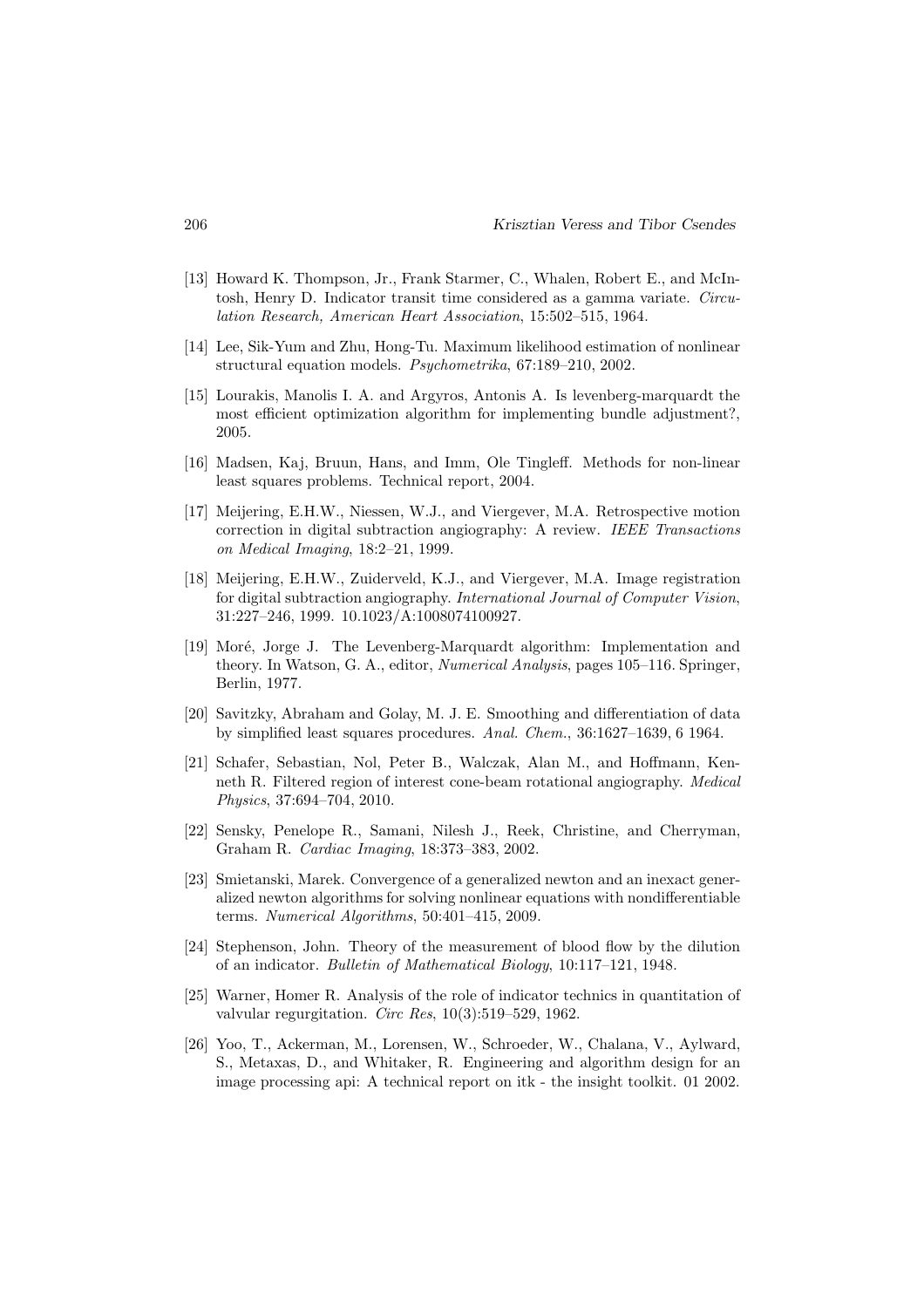[13] Howard K. Thompson, Jr., Frank Starmer, C., Whalen, Robert E., and McIntosh, Henry D. Indicator transit time considered as a gamma variate. *Circulation Research, American Heart Association*, 15:502–515, 1964.

[14] Lee, Sik-Yum and Zhu, Hong-Tu. Maximum likelihood estimation of nonlinear structural equation models. *Psychometrika*, 67:189–210, 2002.

[15] Lourakis, Manolis I. A. and Argyros, Antonis A. Is levenberg-marquardt the most efficient optimization algorithm for implementing bundle adjustment?, 2005.

[16] Madsen, Kaj, Bruun, Hans, and Imm, Ole Tingleff. Methods for non-linear least squares problems. Technical report, 2004.

[17] Meijering, E.H.W., Niessen, W.J., and Viergever, M.A. Retrospective motion correction in digital subtraction angiography: A review. *IEEE Transactions on Medical Imaging*, 18:2–21, 1999.

[18] Meijering, E.H.W., Zuiderveld, K.J., and Viergever, M.A. Image registration for digital subtraction angiography. *International Journal of Computer Vision*, 31:227–246, 1999. 10.1023/A:1008074100927.

[19] Moré, Jorge J. The Levenberg-Marquardt algorithm: Implementation and theory. In Watson, G. A., editor, *Numerical Analysis*, pages 105–116. Springer, Berlin, 1977.

[20] Savitzky, Abraham and Golay, M. J. E. Smoothing and differentiation of data by simplified least squares procedures. *Anal. Chem.*, 36:1627–1639, 6 1964.

[21] Schafer, Sebastian, Nol, Peter B., Walczak, Alan M., and Hoffmann, Kenneth R. Filtered region of interest cone-beam rotational angiography. *Medical Physics*, 37:694–704, 2010.

[22] Sensky, Penelope R., Samani, Nilesh J., Reek, Christine, and Cherryman, Graham R. *Cardiac Imaging*, 18:373–383, 2002.

[23] Smietanski, Marek. Convergence of a generalized newton and an inexact generalized newton algorithms for solving nonlinear equations with nondifferentiable terms. *Numerical Algorithms*, 50:401–415, 2009.

[24] Stephenson, John. Theory of the measurement of blood flow by the dilution of an indicator. *Bulletin of Mathematical Biology*, 10:117–121, 1948.

[25] Warner, Homer R. Analysis of the role of indicator technics in quantitation of valvular regurgitation. *Circ Res*, 10(3):519–529, 1962.

[26] Yoo, T., Ackerman, M., Lorensen, W., Schroeder, W., Chalana, V., Aylward, S., Metaxas, D., and Whitaker, R. Engineering and algorithm design for an image processing api: A technical report on itk - the insight toolkit. 01 2002.